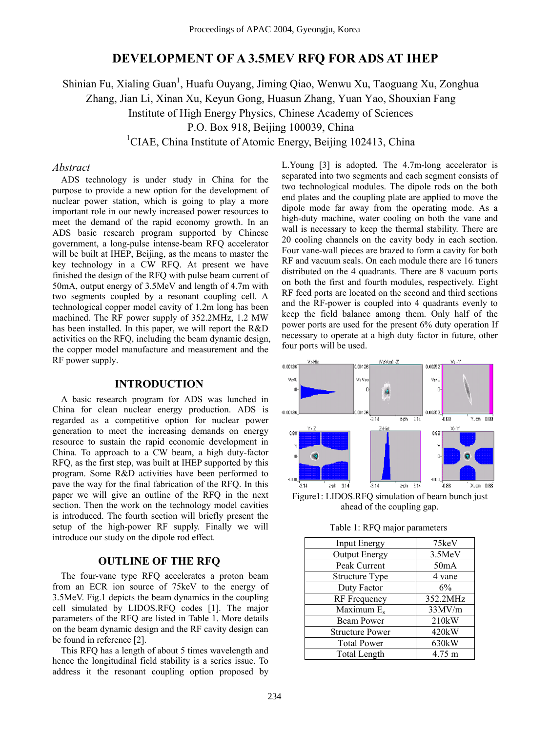# DEVELOPMENT OF A 3.5MEV RFQ FOR ADS AT IHEP

Shinian Fu, Xialing Guan[1], Huafu Ouyang, Jiming Qiao, Wenwu Xu, Taoguang Xu, Zonghua Zhang, Jian Li, Xinan Xu, Keyun Gong, Huasun Zhang, Yuan Yao, Shouxian Fang

Institute of High Energy Physics, Chinese Academy of Sciences

P.O. Box 918, Beijing 100039, China

[1]CIAE, China Institute of Atomic Energy, Beijing 102413, China

### *Abstract*

ADS technology is under study in China for the purpose to provide a new option for the development of nuclear power station, which is going to play a more important role in our newly increased power resources to meet the demand of the rapid economy growth. In an ADS basic research program supported by Chinese government, a long-pulse intense-beam RFQ accelerator will be built at IHEP, Beijing, as the means to master the key technology in a CW RFQ. At present we have finished the design of the RFQ with pulse beam current of 50mA, output energy of 3.5MeV and length of 4.7m with two segments coupled by a resonant coupling cell. A technological copper model cavity of 1.2m long has been machined. The RF power supply of 352.2MHz, 1.2 MW has been installed. In this paper, we will report the R&D activities on the RFQ, including the beam dynamic design, the copper model manufacture and measurement and the RF power supply.

## INTRODUCTION

A basic research program for ADS was lunched in China for clean nuclear energy production. ADS is regarded as a competitive option for nuclear power generation to meet the increasing demands on energy resource to sustain the rapid economic development in China. To approach to a CW beam, a high duty-factor RFQ, as the first step, was built at IHEP supported by this program. Some R&D activities have been performed to pave the way for the final fabrication of the RFQ. In this paper we will give an outline of the RFQ in the next section. Then the work on the technology model cavities is introduced. The fourth section will briefly present the setup of the high-power RF supply. Finally we will introduce our study on the dipole rod effect.

## OUTLINE OF THE RFQ

The four-vane type RFQ accelerates a proton beam from an ECR ion source of 75keV to the energy of 3.5MeV. Fig.1 depicts the beam dynamics in the coupling cell simulated by LIDOS.RFQ codes [1]. The major parameters of the RFQ are listed in Table 1. More details on the beam dynamic design and the RF cavity design can be found in reference [2].

This RFQ has a length of about 5 times wavelength and hence the longitudinal field stability is a series issue. To address it the resonant coupling option proposed by L.Young [3] is adopted. The 4.7m-long accelerator is separated into two segments and each segment consists of two technological modules. The dipole rods on the both end plates and the coupling plate are applied to move the dipole mode far away from the operating mode. As a high-duty machine, water cooling on both the vane and wall is necessary to keep the thermal stability. There are 20 cooling channels on the cavity body in each section. Four vane-wall pieces are brazed to form a cavity for both RF and vacuum seals. On each module there are 16 tuners distributed on the 4 quadrants. There are 8 vacuum ports on both the first and fourth modules, respectively. Eight RF feed ports are located on the second and third sections and the RF-power is coupled into 4 quadrants evenly to keep the field balance among them. Only half of the power ports are used for the present 6% duty operation If necessary to operate at a high duty factor in future, other four ports will be used.

Figure1: LIDOS.RFQ simulation of beam bunch just ahead of the coupling gap.

Table 1: RFQ major parameters

| Parameter | Value |
|---|---|
| Input Energy | 75keV |
| Output Energy | 3.5MeV |
| Peak Current | 50mA |
| Structure Type | 4 vane |
| Duty Factor | 6% |
| RF Frequency | 352.2MHz |
| Maximum $E_s$ | 33MV/m |
| Beam Power | 210kW |
| Structure Power | 420kW |
| Total Power | 630kW |
| Total Length | 4.75 m |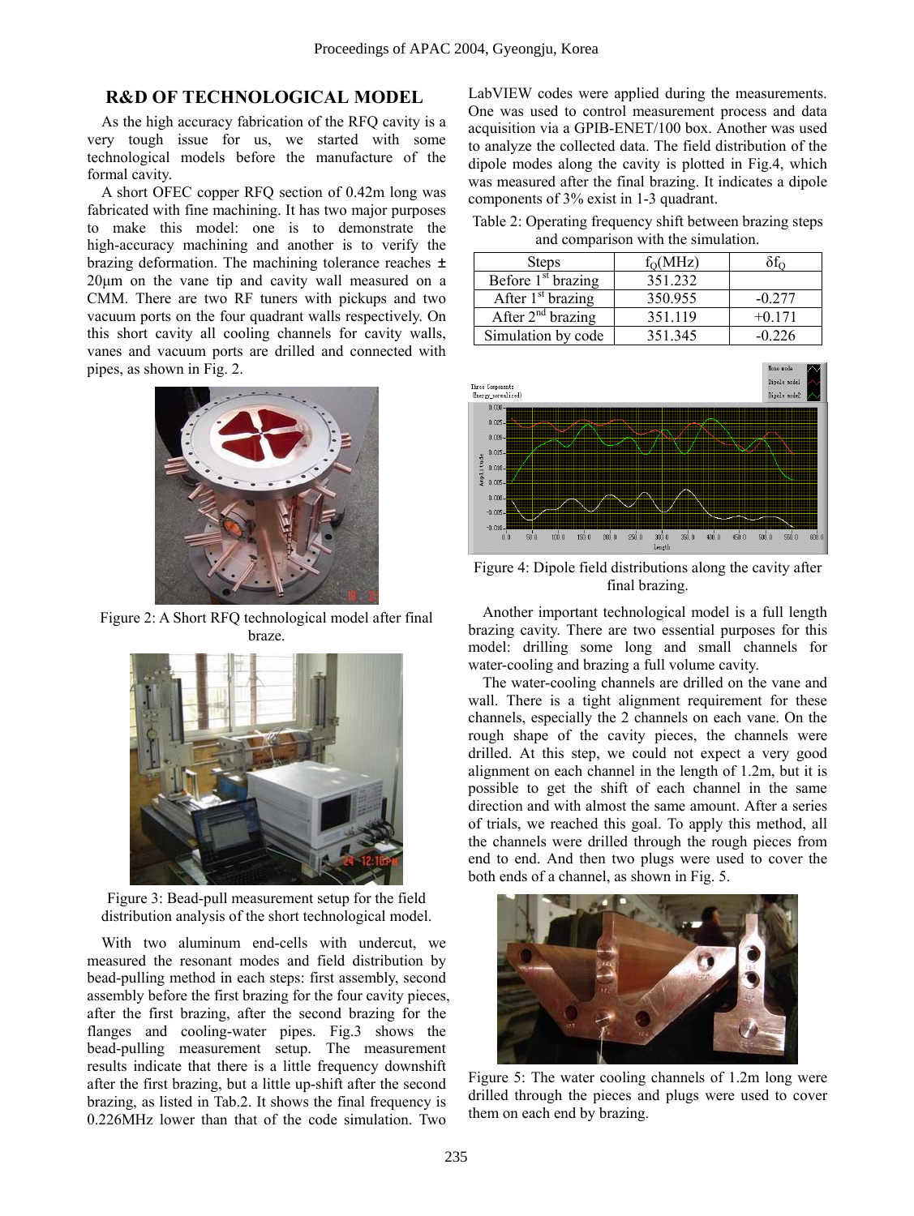## R&D OF TECHNOLOGICAL MODEL

As the high accuracy fabrication of the RFQ cavity is a very tough issue for us, we started with some technological models before the manufacture of the formal cavity.

A short OFEC copper RFQ section of 0.42m long was fabricated with fine machining. It has two major purposes to make this model: one is to demonstrate the high-accuracy machining and another is to verify the brazing deformation. The machining tolerance reaches ± 20μm on the vane tip and cavity wall measured on a CMM. There are two RF tuners with pickups and two vacuum ports on the four quadrant walls respectively. On this short cavity all cooling channels for cavity walls, vanes and vacuum ports are drilled and connected with pipes, as shown in Fig. 2.

Figure 2: A Short RFQ technological model after final braze.

Figure 3: Bead-pull measurement setup for the field distribution analysis of the short technological model.

With two aluminum end-cells with undercut, we measured the resonant modes and field distribution by bead-pulling method in each steps: first assembly, second assembly before the first brazing for the four cavity pieces, after the first brazing, after the second brazing for the flanges and cooling-water pipes. Fig.3 shows the bead-pulling measurement setup. The measurement results indicate that there is a little frequency downshift after the first brazing, but a little up-shift after the second brazing, as listed in Tab.2. It shows the final frequency is 0.226MHz lower than that of the code simulation. Two LabVIEW codes were applied during the measurements. One was used to control measurement process and data acquisition via a GPIB-ENET/100 box. Another was used to analyze the collected data. The field distribution of the dipole modes along the cavity is plotted in Fig.4, which was measured after the final brazing. It indicates a dipole components of 3% exist in 1-3 quadrant.

Table 2: Operating frequency shift between brazing steps and comparison with the simulation.

| Steps | $f_Q$(MHz) | $\delta f_Q$ |
|---|---|---|
| Before 1st brazing | 351.232 | |
| After 1st brazing | 350.955 | -0.277 |
| After 2nd brazing | 351.119 | +0.171 |
| Simulation by code | 351.345 | -0.226 |

Figure 4: Dipole field distributions along the cavity after final brazing.

Another important technological model is a full length brazing cavity. There are two essential purposes for this model: drilling some long and small channels for water-cooling and brazing a full volume cavity.

The water-cooling channels are drilled on the vane and wall. There is a tight alignment requirement for these channels, especially the 2 channels on each vane. On the rough shape of the cavity pieces, the channels were drilled. At this step, we could not expect a very good alignment on each channel in the length of 1.2m, but it is possible to get the shift of each channel in the same direction and with almost the same amount. After a series of trials, we reached this goal. To apply this method, all the channels were drilled through the rough pieces from end to end. And then two plugs were used to cover the both ends of a channel, as shown in Fig. 5.

Figure 5: The water cooling channels of 1.2m long were drilled through the pieces and plugs were used to cover them on each end by brazing.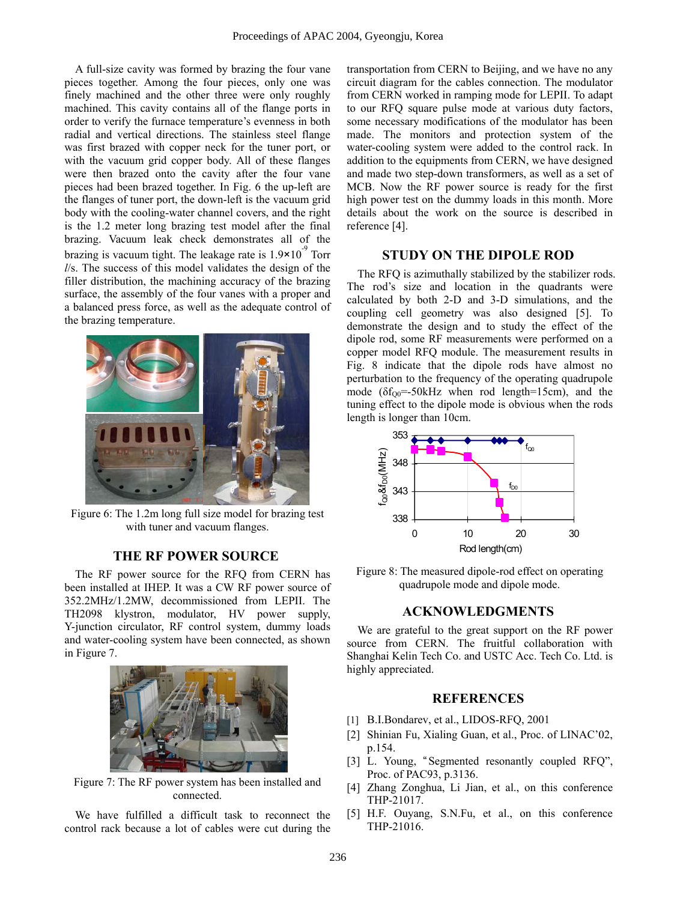A full-size cavity was formed by brazing the four vane pieces together. Among the four pieces, only one was finely machined and the other three were only roughly machined. This cavity contains all of the flange ports in order to verify the furnace temperature's evenness in both radial and vertical directions. The stainless steel flange was first brazed with copper neck for the tuner port, or with the vacuum grid copper body. All of these flanges were then brazed onto the cavity after the four vane pieces had been brazed together. In Fig. 6 the up-left are the flanges of tuner port, the down-left is the vacuum grid body with the cooling-water channel covers, and the right is the 1.2 meter long brazing test model after the final brazing. Vacuum leak check demonstrates all of the brazing is vacuum tight. The leakage rate is $1.9\times10^{-9}$ Torr *l*/s. The success of this model validates the design of the filler distribution, the machining accuracy of the brazing surface, the assembly of the four vanes with a proper and a balanced press force, as well as the adequate control of the brazing temperature.

Figure 6: The 1.2m long full size model for brazing test with tuner and vacuum flanges.

## THE RF POWER SOURCE

The RF power source for the RFQ from CERN has been installed at IHEP. It was a CW RF power source of 352.2MHz/1.2MW, decommissioned from LEPII. The TH2098 klystron, modulator, HV power supply, Y-junction circulator, RF control system, dummy loads and water-cooling system have been connected, as shown in Figure 7.

Figure 7: The RF power system has been installed and connected.

We have fulfilled a difficult task to reconnect the control rack because a lot of cables were cut during the transportation from CERN to Beijing, and we have no any circuit diagram for the cables connection. The modulator from CERN worked in ramping mode for LEPII. To adapt to our RFQ square pulse mode at various duty factors, some necessary modifications of the modulator has been made. The monitors and protection system of the water-cooling system were added to the control rack. In addition to the equipments from CERN, we have designed and made two step-down transformers, as well as a set of MCB. Now the RF power source is ready for the first high power test on the dummy loads in this month. More details about the work on the source is described in reference [4].

## STUDY ON THE DIPOLE ROD

The RFQ is azimuthally stabilized by the stabilizer rods. The rod's size and location in the quadrants were calculated by both 2-D and 3-D simulations, and the coupling cell geometry was also designed [5]. To demonstrate the design and to study the effect of the dipole rod, some RF measurements were performed on a copper model RFQ module. The measurement results in Fig. 8 indicate that the dipole rods have almost no perturbation to the frequency of the operating quadrupole mode ($\delta f_{Q0}$=-50kHz when rod length=15cm), and the tuning effect to the dipole mode is obvious when the rods length is longer than 10cm.

353
348
343
338
$f_{Q0}$&$f_{D0}$(MHz)
$f_{Q0}$
$f_{D0}$
0
10
20
30
Rod length(cm)

Figure 8: The measured dipole-rod effect on operating quadrupole mode and dipole mode.

## ACKNOWLEDGMENTS

We are grateful to the great support on the RF power source from CERN. The fruitful collaboration with Shanghai Kelin Tech Co. and USTC Acc. Tech Co. Ltd. is highly appreciated.

## REFERENCES

[1] B.I.Bondarev, et al., LIDOS-RFQ, 2001

[2] Shinian Fu, Xialing Guan, et al., Proc. of LINAC'02, p.154.

[3] L. Young, "Segmented resonantly coupled RFQ", Proc. of PAC93, p.3136.

[4] Zhang Zonghua, Li Jian, et al., on this conference THP-21017.

[5] H.F. Ouyang, S.N.Fu, et al., on this conference THP-21016.